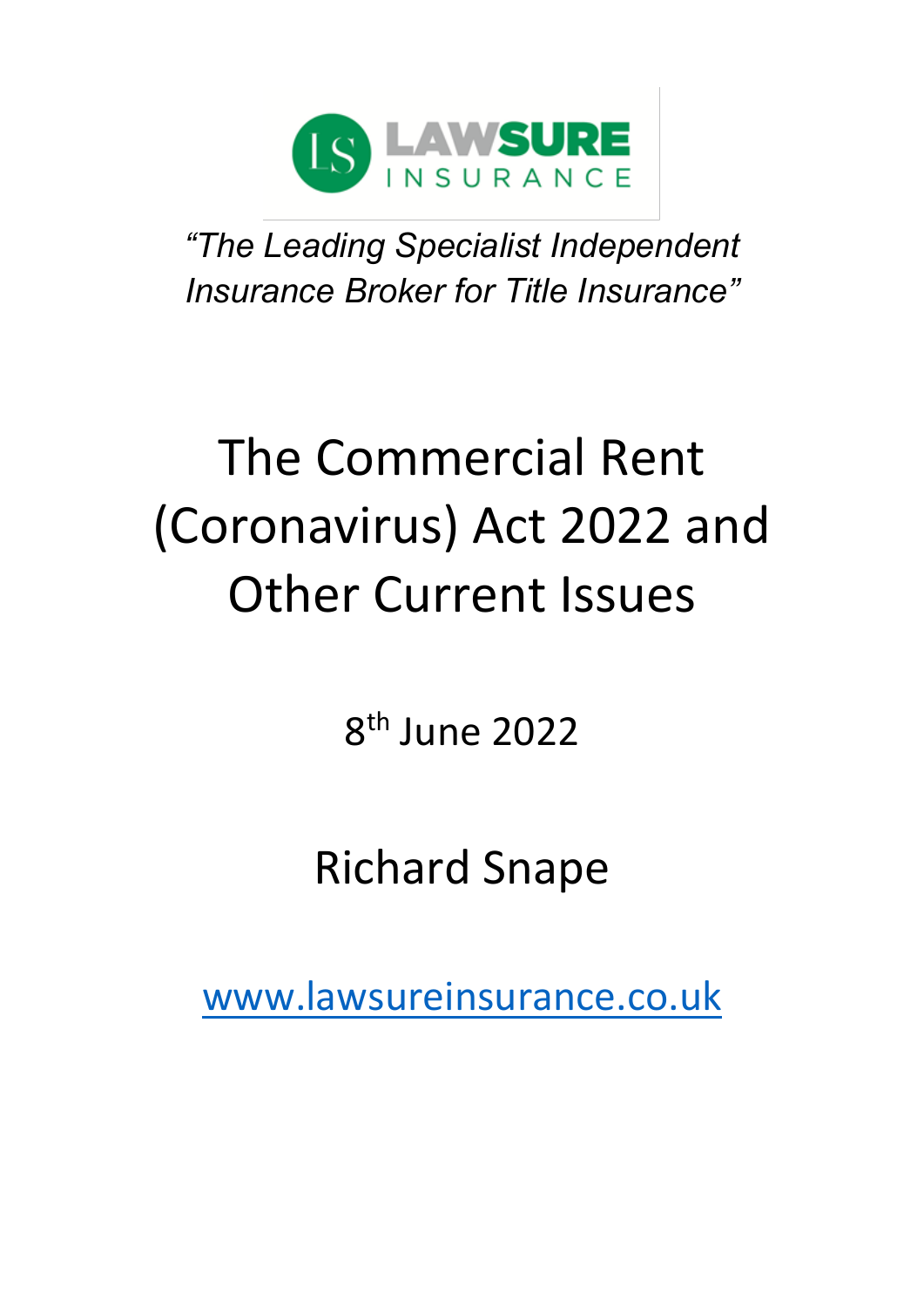LAWSURE INSURANCE

*"The Leading Specialist Independent Insurance Broker for Title Insurance"*

# The Commercial Rent (Coronavirus) Act 2022 and Other Current Issues

8th June 2022

Richard Snape

www.lawsureinsurance.co.uk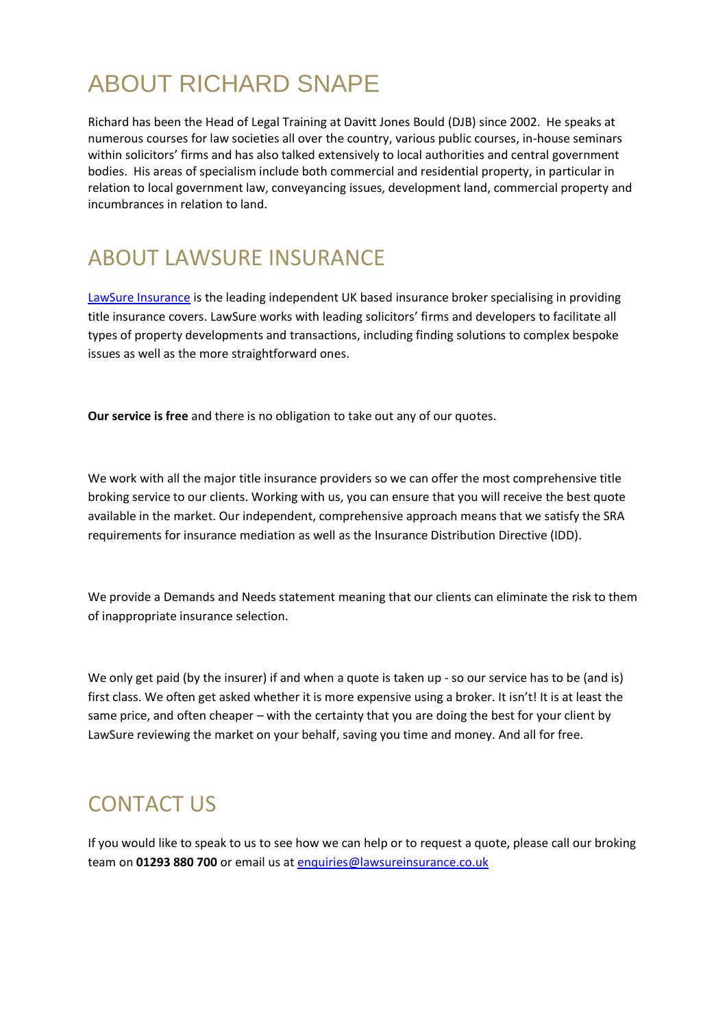## ABOUT RICHARD SNAPE

Richard has been the Head of Legal Training at Davitt Jones Bould (DJB) since 2002. He speaks at numerous courses for law societies all over the country, various public courses, in-house seminars within solicitors' firms and has also talked extensively to local authorities and central government bodies. His areas of specialism include both commercial and residential property, in particular in relation to local government law, conveyancing issues, development land, commercial property and incumbrances in relation to land.

## ABOUT LAWSURE INSURANCE

LawSure Insurance is the leading independent UK based insurance broker specialising in providing title insurance covers. LawSure works with leading solicitors' firms and developers to facilitate all types of property developments and transactions, including finding solutions to complex bespoke issues as well as the more straightforward ones.

**Our service is free** and there is no obligation to take out any of our quotes.

We work with all the major title insurance providers so we can offer the most comprehensive title broking service to our clients. Working with us, you can ensure that you will receive the best quote available in the market. Our independent, comprehensive approach means that we satisfy the SRA requirements for insurance mediation as well as the Insurance Distribution Directive (IDD).

We provide a Demands and Needs statement meaning that our clients can eliminate the risk to them of inappropriate insurance selection.

We only get paid (by the insurer) if and when a quote is taken up - so our service has to be (and is) first class. We often get asked whether it is more expensive using a broker. It isn't! It is at least the same price, and often cheaper – with the certainty that you are doing the best for your client by LawSure reviewing the market on your behalf, saving you time and money. And all for free.

## CONTACT US

If you would like to speak to us to see how we can help or to request a quote, please call our broking team on **01293 880 700** or email us at enquiries@lawsureinsurance.co.uk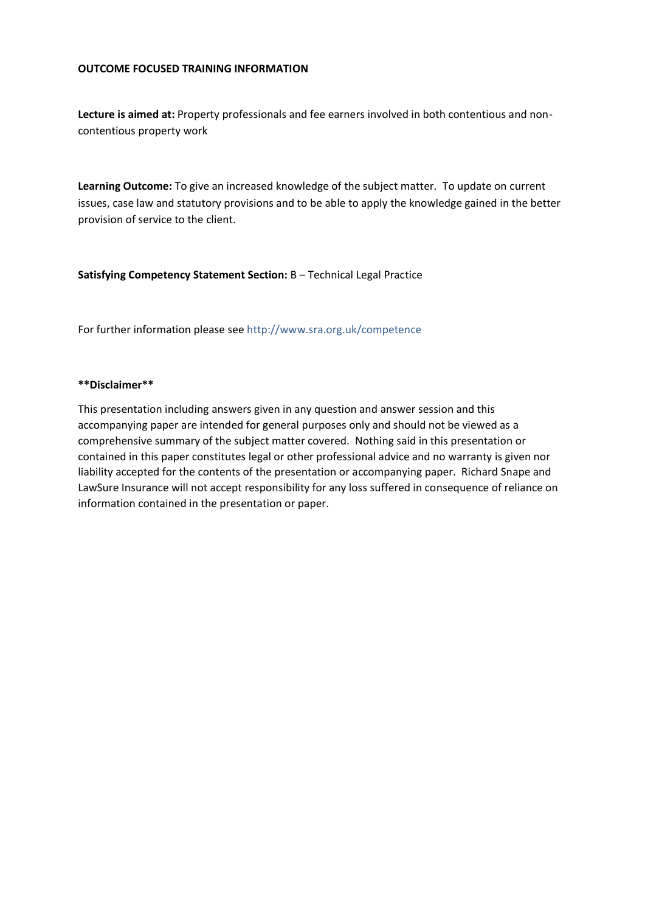**OUTCOME FOCUSED TRAINING INFORMATION**

**Lecture is aimed at:** Property professionals and fee earners involved in both contentious and non-contentious property work

**Learning Outcome:** To give an increased knowledge of the subject matter. To update on current issues, case law and statutory provisions and to be able to apply the knowledge gained in the better provision of service to the client.

**Satisfying Competency Statement Section:** B – Technical Legal Practice

For further information please see http://www.sra.org.uk/competence

**\*\*Disclaimer\*\***

This presentation including answers given in any question and answer session and this accompanying paper are intended for general purposes only and should not be viewed as a comprehensive summary of the subject matter covered. Nothing said in this presentation or contained in this paper constitutes legal or other professional advice and no warranty is given nor liability accepted for the contents of the presentation or accompanying paper. Richard Snape and LawSure Insurance will not accept responsibility for any loss suffered in consequence of reliance on information contained in the presentation or paper.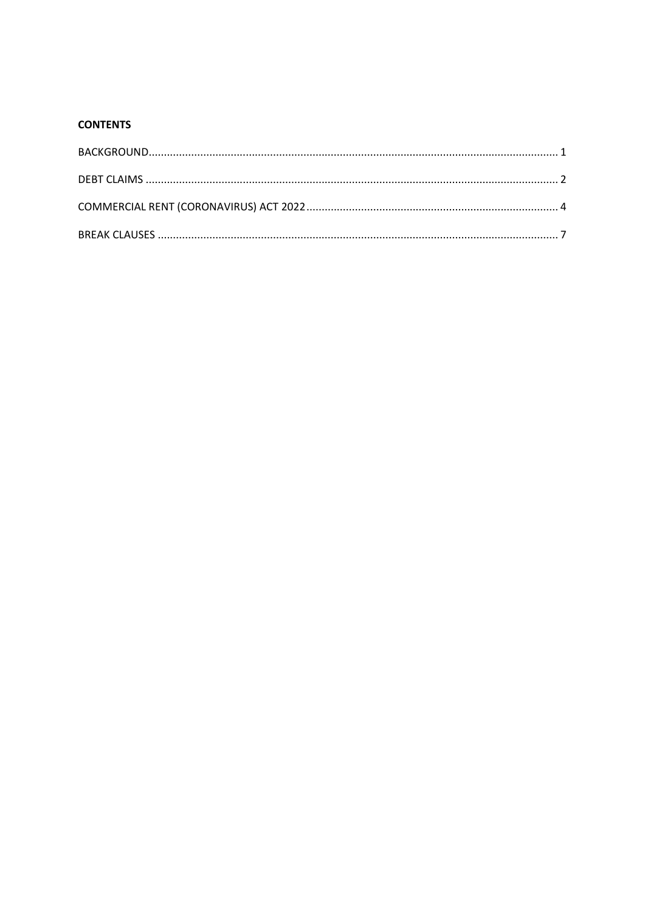**CONTENTS**

BACKGROUND ..... 1

DEBT CLAIMS ..... 2

COMMERCIAL RENT (CORONAVIRUS) ACT 2022 ..... 4

BREAK CLAUSES ..... 7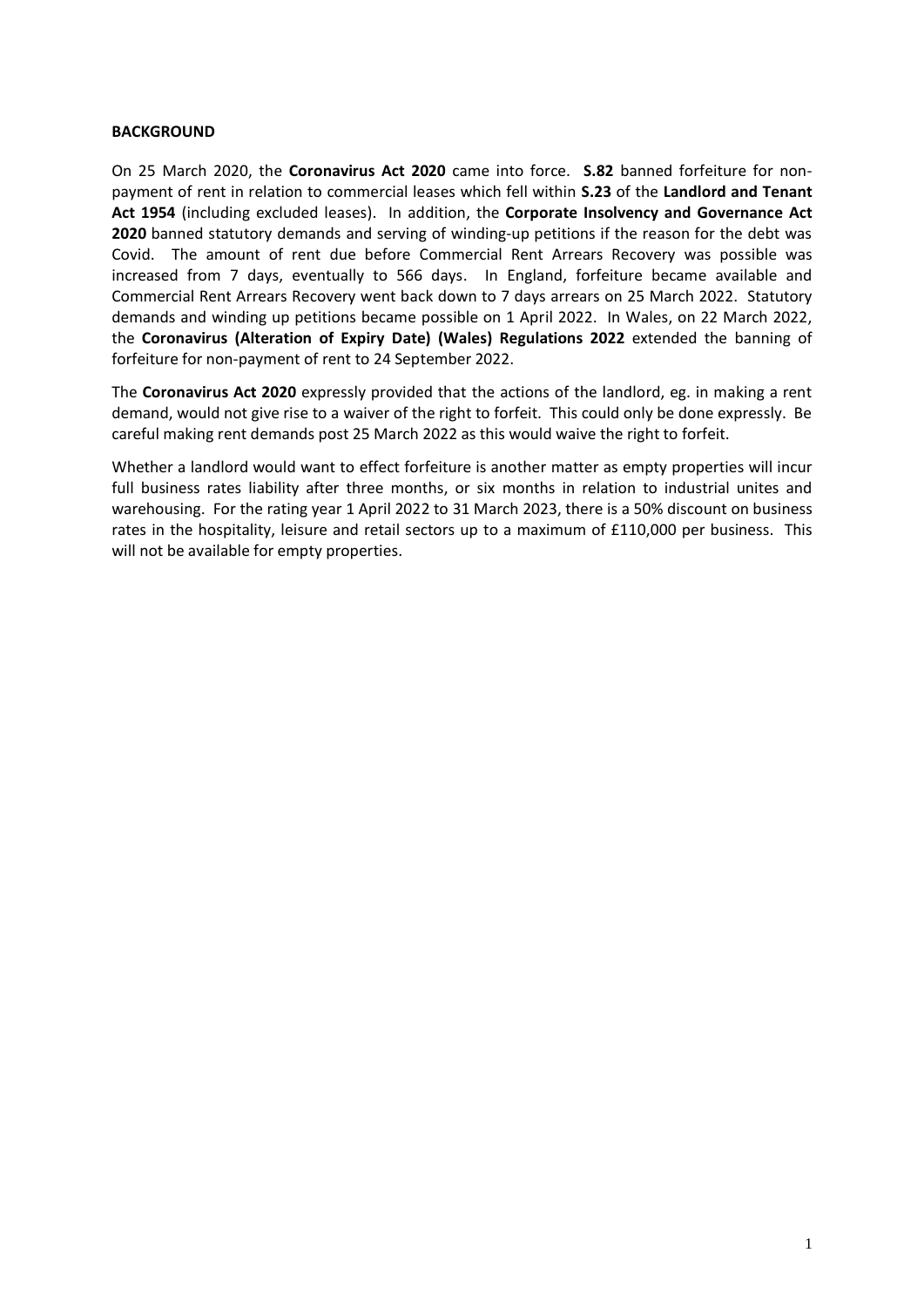**BACKGROUND**

On 25 March 2020, the **Coronavirus Act 2020** came into force. **S.82** banned forfeiture for non-payment of rent in relation to commercial leases which fell within **S.23** of the **Landlord and Tenant Act 1954** (including excluded leases). In addition, the **Corporate Insolvency and Governance Act 2020** banned statutory demands and serving of winding-up petitions if the reason for the debt was Covid. The amount of rent due before Commercial Rent Arrears Recovery was possible was increased from 7 days, eventually to 566 days. In England, forfeiture became available and Commercial Rent Arrears Recovery went back down to 7 days arrears on 25 March 2022. Statutory demands and winding up petitions became possible on 1 April 2022. In Wales, on 22 March 2022, the **Coronavirus (Alteration of Expiry Date) (Wales) Regulations 2022** extended the banning of forfeiture for non-payment of rent to 24 September 2022.

The **Coronavirus Act 2020** expressly provided that the actions of the landlord, eg. in making a rent demand, would not give rise to a waiver of the right to forfeit. This could only be done expressly. Be careful making rent demands post 25 March 2022 as this would waive the right to forfeit.

Whether a landlord would want to effect forfeiture is another matter as empty properties will incur full business rates liability after three months, or six months in relation to industrial unites and warehousing. For the rating year 1 April 2022 to 31 March 2023, there is a 50% discount on business rates in the hospitality, leisure and retail sectors up to a maximum of £110,000 per business. This will not be available for empty properties.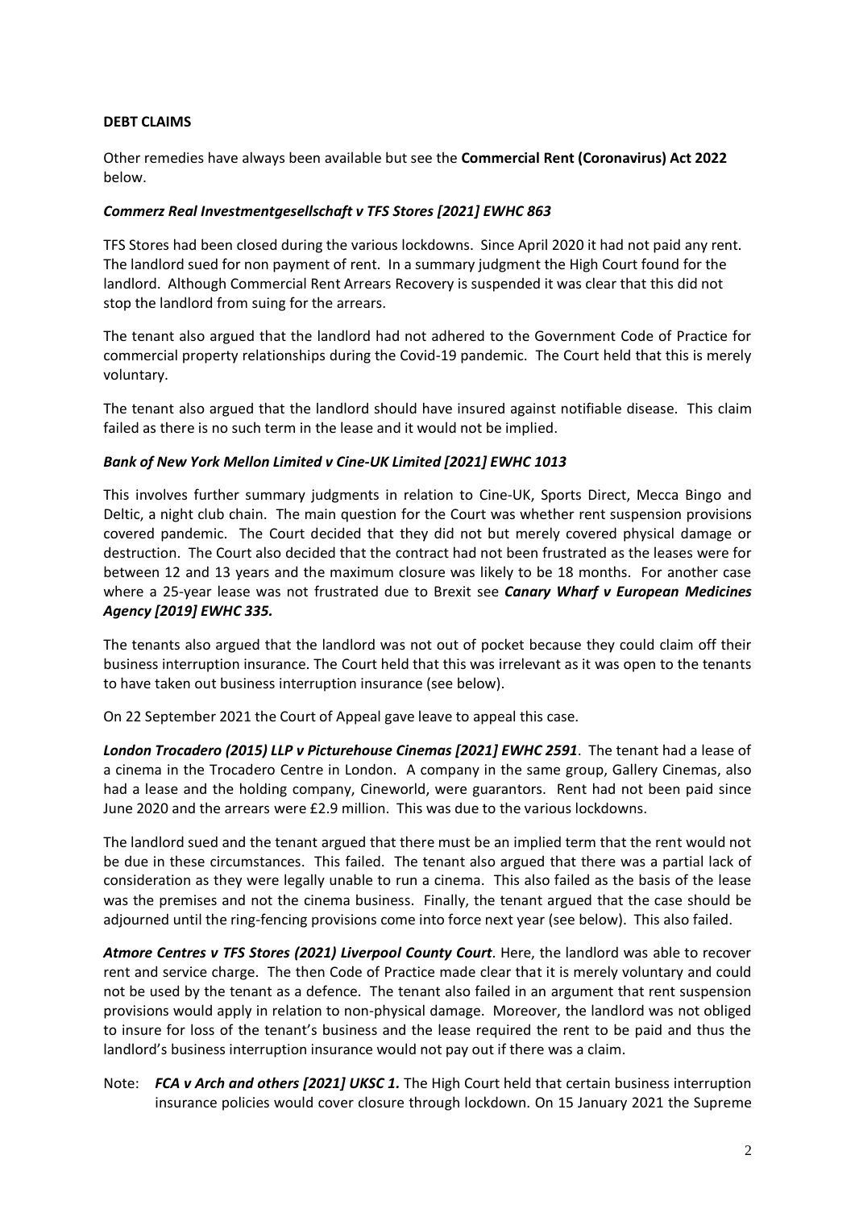**DEBT CLAIMS**

Other remedies have always been available but see the **Commercial Rent (Coronavirus) Act 2022** below.

***Commerz Real Investmentgesellschaft v TFS Stores [2021] EWHC 863***

TFS Stores had been closed during the various lockdowns. Since April 2020 it had not paid any rent. The landlord sued for non payment of rent. In a summary judgment the High Court found for the landlord. Although Commercial Rent Arrears Recovery is suspended it was clear that this did not stop the landlord from suing for the arrears.

The tenant also argued that the landlord had not adhered to the Government Code of Practice for commercial property relationships during the Covid-19 pandemic. The Court held that this is merely voluntary.

The tenant also argued that the landlord should have insured against notifiable disease. This claim failed as there is no such term in the lease and it would not be implied.

***Bank of New York Mellon Limited v Cine-UK Limited [2021] EWHC 1013***

This involves further summary judgments in relation to Cine-UK, Sports Direct, Mecca Bingo and Deltic, a night club chain. The main question for the Court was whether rent suspension provisions covered pandemic. The Court decided that they did not but merely covered physical damage or destruction. The Court also decided that the contract had not been frustrated as the leases were for between 12 and 13 years and the maximum closure was likely to be 18 months. For another case where a 25-year lease was not frustrated due to Brexit see ***Canary Wharf v European Medicines Agency [2019] EWHC 335.***

The tenants also argued that the landlord was not out of pocket because they could claim off their business interruption insurance. The Court held that this was irrelevant as it was open to the tenants to have taken out business interruption insurance (see below).

On 22 September 2021 the Court of Appeal gave leave to appeal this case.

***London Trocadero (2015) LLP v Picturehouse Cinemas [2021] EWHC 2591***. The tenant had a lease of a cinema in the Trocadero Centre in London. A company in the same group, Gallery Cinemas, also had a lease and the holding company, Cineworld, were guarantors. Rent had not been paid since June 2020 and the arrears were £2.9 million. This was due to the various lockdowns.

The landlord sued and the tenant argued that there must be an implied term that the rent would not be due in these circumstances. This failed. The tenant also argued that there was a partial lack of consideration as they were legally unable to run a cinema. This also failed as the basis of the lease was the premises and not the cinema business. Finally, the tenant argued that the case should be adjourned until the ring-fencing provisions come into force next year (see below). This also failed.

***Atmore Centres v TFS Stores (2021) Liverpool County Court***. Here, the landlord was able to recover rent and service charge. The then Code of Practice made clear that it is merely voluntary and could not be used by the tenant as a defence. The tenant also failed in an argument that rent suspension provisions would apply in relation to non-physical damage. Moreover, the landlord was not obliged to insure for loss of the tenant's business and the lease required the rent to be paid and thus the landlord's business interruption insurance would not pay out if there was a claim.

Note: ***FCA v Arch and others [2021] UKSC 1.*** The High Court held that certain business interruption insurance policies would cover closure through lockdown. On 15 January 2021 the Supreme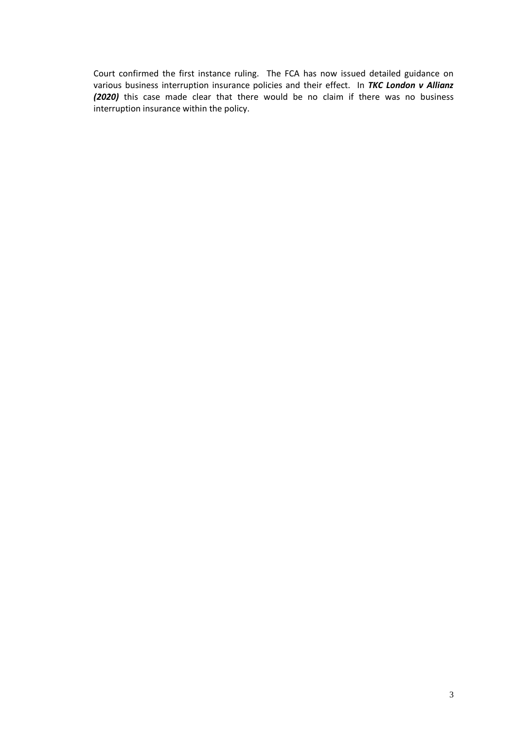Court confirmed the first instance ruling. The FCA has now issued detailed guidance on various business interruption insurance policies and their effect. In ***TKC London v Allianz (2020)*** this case made clear that there would be no claim if there was no business interruption insurance within the policy.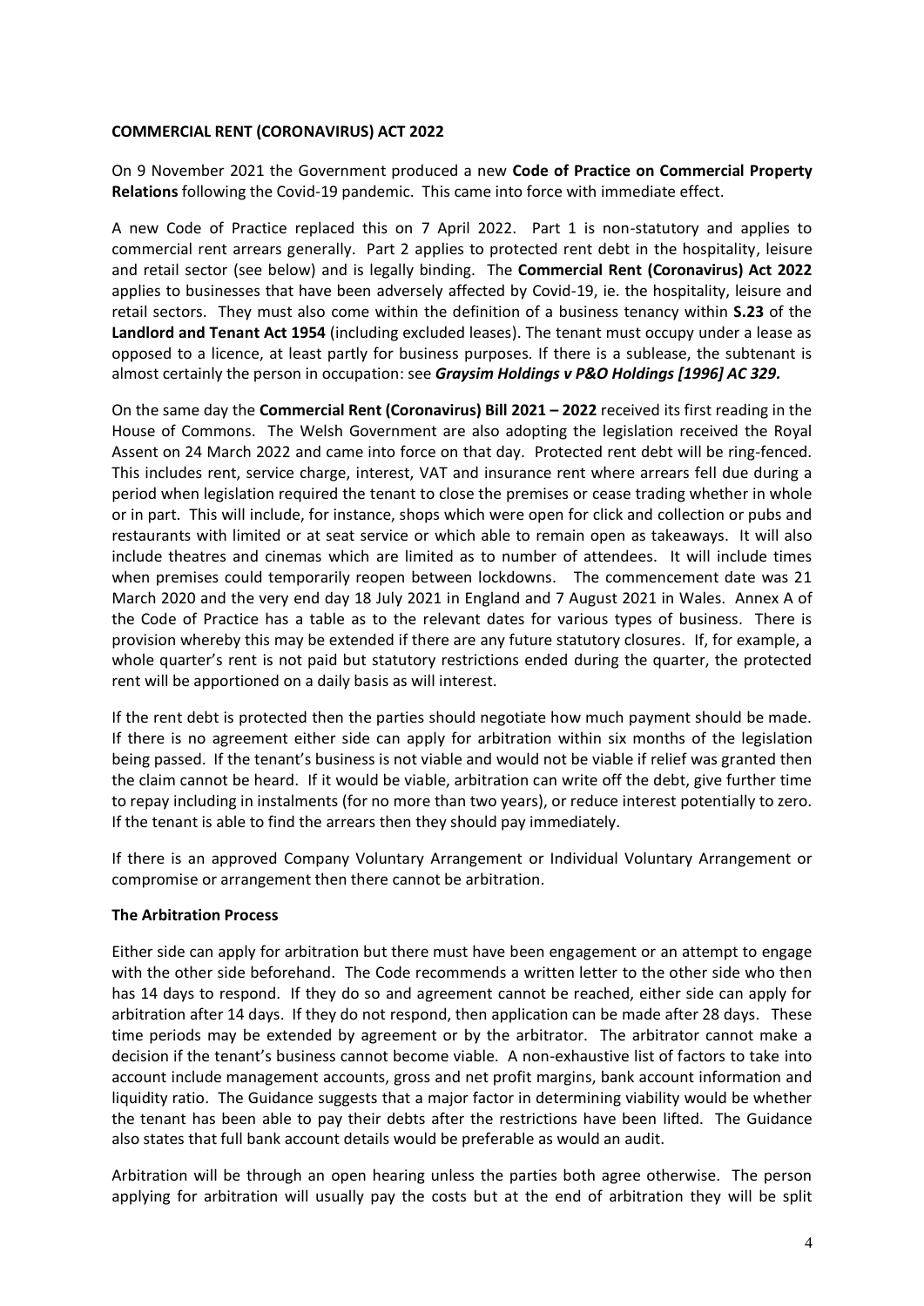**COMMERCIAL RENT (CORONAVIRUS) ACT 2022**

On 9 November 2021 the Government produced a new **Code of Practice on Commercial Property Relations** following the Covid-19 pandemic. This came into force with immediate effect.

A new Code of Practice replaced this on 7 April 2022. Part 1 is non-statutory and applies to commercial rent arrears generally. Part 2 applies to protected rent debt in the hospitality, leisure and retail sector (see below) and is legally binding. The **Commercial Rent (Coronavirus) Act 2022** applies to businesses that have been adversely affected by Covid-19, ie. the hospitality, leisure and retail sectors. They must also come within the definition of a business tenancy within **S.23** of the **Landlord and Tenant Act 1954** (including excluded leases). The tenant must occupy under a lease as opposed to a licence, at least partly for business purposes. If there is a sublease, the subtenant is almost certainly the person in occupation: see ***Graysim Holdings v P&O Holdings [1996] AC 329.***

On the same day the **Commercial Rent (Coronavirus) Bill 2021 – 2022** received its first reading in the House of Commons. The Welsh Government are also adopting the legislation received the Royal Assent on 24 March 2022 and came into force on that day. Protected rent debt will be ring-fenced. This includes rent, service charge, interest, VAT and insurance rent where arrears fell due during a period when legislation required the tenant to close the premises or cease trading whether in whole or in part. This will include, for instance, shops which were open for click and collection or pubs and restaurants with limited or at seat service or which able to remain open as takeaways. It will also include theatres and cinemas which are limited as to number of attendees. It will include times when premises could temporarily reopen between lockdowns. The commencement date was 21 March 2020 and the very end day 18 July 2021 in England and 7 August 2021 in Wales. Annex A of the Code of Practice has a table as to the relevant dates for various types of business. There is provision whereby this may be extended if there are any future statutory closures. If, for example, a whole quarter's rent is not paid but statutory restrictions ended during the quarter, the protected rent will be apportioned on a daily basis as will interest.

If the rent debt is protected then the parties should negotiate how much payment should be made. If there is no agreement either side can apply for arbitration within six months of the legislation being passed. If the tenant's business is not viable and would not be viable if relief was granted then the claim cannot be heard. If it would be viable, arbitration can write off the debt, give further time to repay including in instalments (for no more than two years), or reduce interest potentially to zero. If the tenant is able to find the arrears then they should pay immediately.

If there is an approved Company Voluntary Arrangement or Individual Voluntary Arrangement or compromise or arrangement then there cannot be arbitration.

**The Arbitration Process**

Either side can apply for arbitration but there must have been engagement or an attempt to engage with the other side beforehand. The Code recommends a written letter to the other side who then has 14 days to respond. If they do so and agreement cannot be reached, either side can apply for arbitration after 14 days. If they do not respond, then application can be made after 28 days. These time periods may be extended by agreement or by the arbitrator. The arbitrator cannot make a decision if the tenant's business cannot become viable. A non-exhaustive list of factors to take into account include management accounts, gross and net profit margins, bank account information and liquidity ratio. The Guidance suggests that a major factor in determining viability would be whether the tenant has been able to pay their debts after the restrictions have been lifted. The Guidance also states that full bank account details would be preferable as would an audit.

Arbitration will be through an open hearing unless the parties both agree otherwise. The person applying for arbitration will usually pay the costs but at the end of arbitration they will be split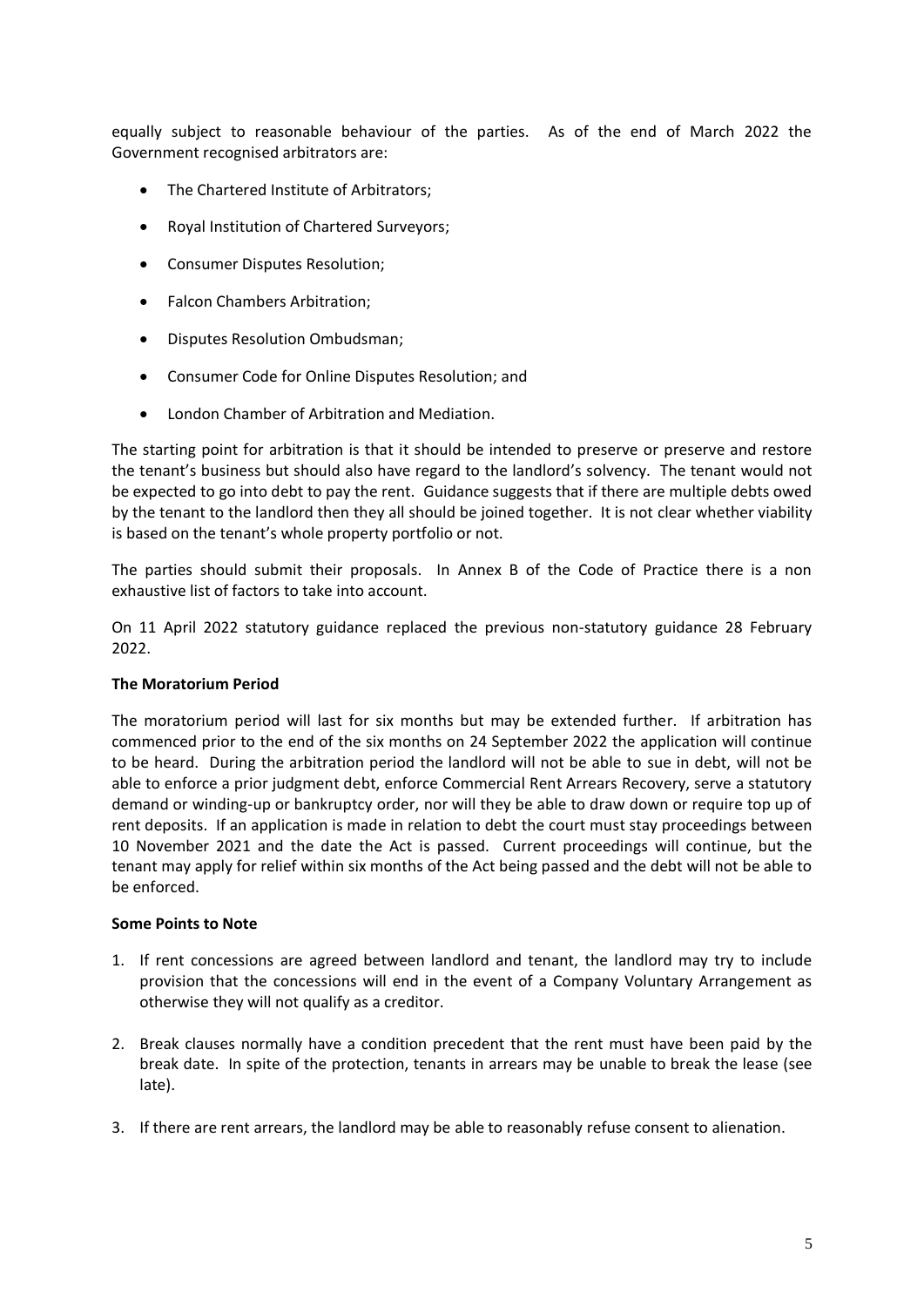equally subject to reasonable behaviour of the parties. As of the end of March 2022 the Government recognised arbitrators are:

- The Chartered Institute of Arbitrators;
- Royal Institution of Chartered Surveyors;
- Consumer Disputes Resolution;
- Falcon Chambers Arbitration;
- Disputes Resolution Ombudsman;
- Consumer Code for Online Disputes Resolution; and
- London Chamber of Arbitration and Mediation.

The starting point for arbitration is that it should be intended to preserve or preserve and restore the tenant's business but should also have regard to the landlord's solvency. The tenant would not be expected to go into debt to pay the rent. Guidance suggests that if there are multiple debts owed by the tenant to the landlord then they all should be joined together. It is not clear whether viability is based on the tenant's whole property portfolio or not.

The parties should submit their proposals. In Annex B of the Code of Practice there is a non exhaustive list of factors to take into account.

On 11 April 2022 statutory guidance replaced the previous non-statutory guidance 28 February 2022.

**The Moratorium Period**

The moratorium period will last for six months but may be extended further. If arbitration has commenced prior to the end of the six months on 24 September 2022 the application will continue to be heard. During the arbitration period the landlord will not be able to sue in debt, will not be able to enforce a prior judgment debt, enforce Commercial Rent Arrears Recovery, serve a statutory demand or winding-up or bankruptcy order, nor will they be able to draw down or require top up of rent deposits. If an application is made in relation to debt the court must stay proceedings between 10 November 2021 and the date the Act is passed. Current proceedings will continue, but the tenant may apply for relief within six months of the Act being passed and the debt will not be able to be enforced.

**Some Points to Note**

1. If rent concessions are agreed between landlord and tenant, the landlord may try to include provision that the concessions will end in the event of a Company Voluntary Arrangement as otherwise they will not qualify as a creditor.
2. Break clauses normally have a condition precedent that the rent must have been paid by the break date. In spite of the protection, tenants in arrears may be unable to break the lease (see late).
3. If there are rent arrears, the landlord may be able to reasonably refuse consent to alienation.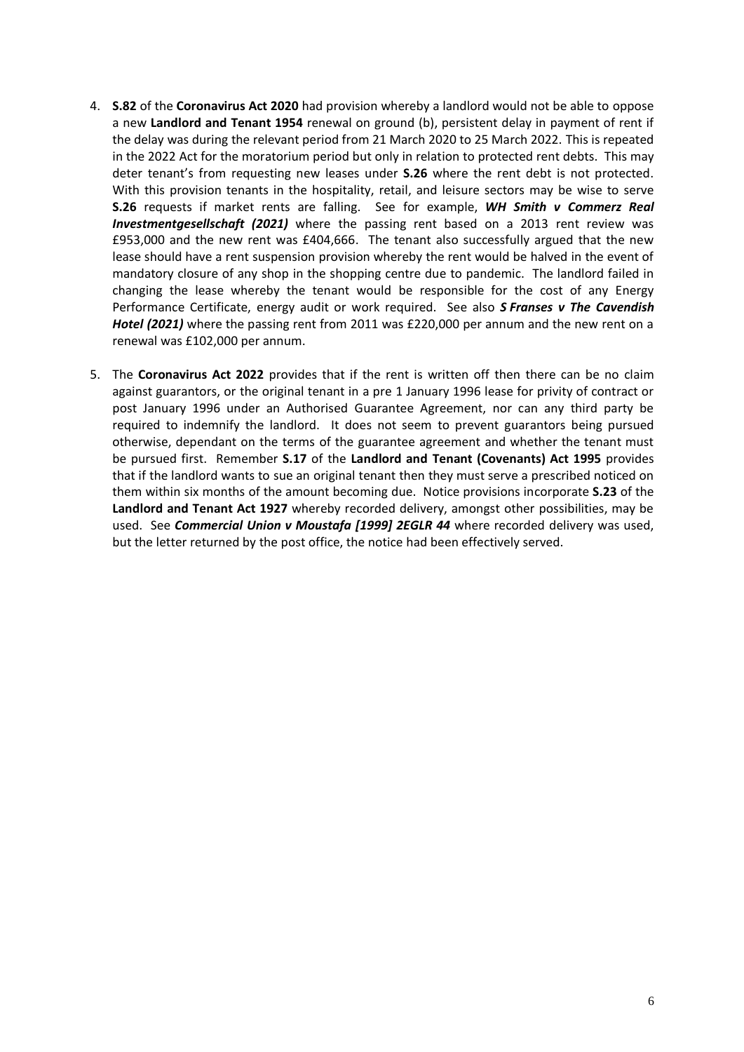4. **S.82** of the **Coronavirus Act 2020** had provision whereby a landlord would not be able to oppose a new **Landlord and Tenant 1954** renewal on ground (b), persistent delay in payment of rent if the delay was during the relevant period from 21 March 2020 to 25 March 2022. This is repeated in the 2022 Act for the moratorium period but only in relation to protected rent debts. This may deter tenant's from requesting new leases under **S.26** where the rent debt is not protected. With this provision tenants in the hospitality, retail, and leisure sectors may be wise to serve **S.26** requests if market rents are falling. See for example, ***WH Smith v Commerz Real Investmentgesellschaft (2021)*** where the passing rent based on a 2013 rent review was £953,000 and the new rent was £404,666. The tenant also successfully argued that the new lease should have a rent suspension provision whereby the rent would be halved in the event of mandatory closure of any shop in the shopping centre due to pandemic. The landlord failed in changing the lease whereby the tenant would be responsible for the cost of any Energy Performance Certificate, energy audit or work required. See also ***S Franses v The Cavendish Hotel (2021)*** where the passing rent from 2011 was £220,000 per annum and the new rent on a renewal was £102,000 per annum.

5. The **Coronavirus Act 2022** provides that if the rent is written off then there can be no claim against guarantors, or the original tenant in a pre 1 January 1996 lease for privity of contract or post January 1996 under an Authorised Guarantee Agreement, nor can any third party be required to indemnify the landlord. It does not seem to prevent guarantors being pursued otherwise, dependant on the terms of the guarantee agreement and whether the tenant must be pursued first. Remember **S.17** of the **Landlord and Tenant (Covenants) Act 1995** provides that if the landlord wants to sue an original tenant then they must serve a prescribed noticed on them within six months of the amount becoming due. Notice provisions incorporate **S.23** of the **Landlord and Tenant Act 1927** whereby recorded delivery, amongst other possibilities, may be used. See ***Commercial Union v Moustafa [1999] 2EGLR 44*** where recorded delivery was used, but the letter returned by the post office, the notice had been effectively served.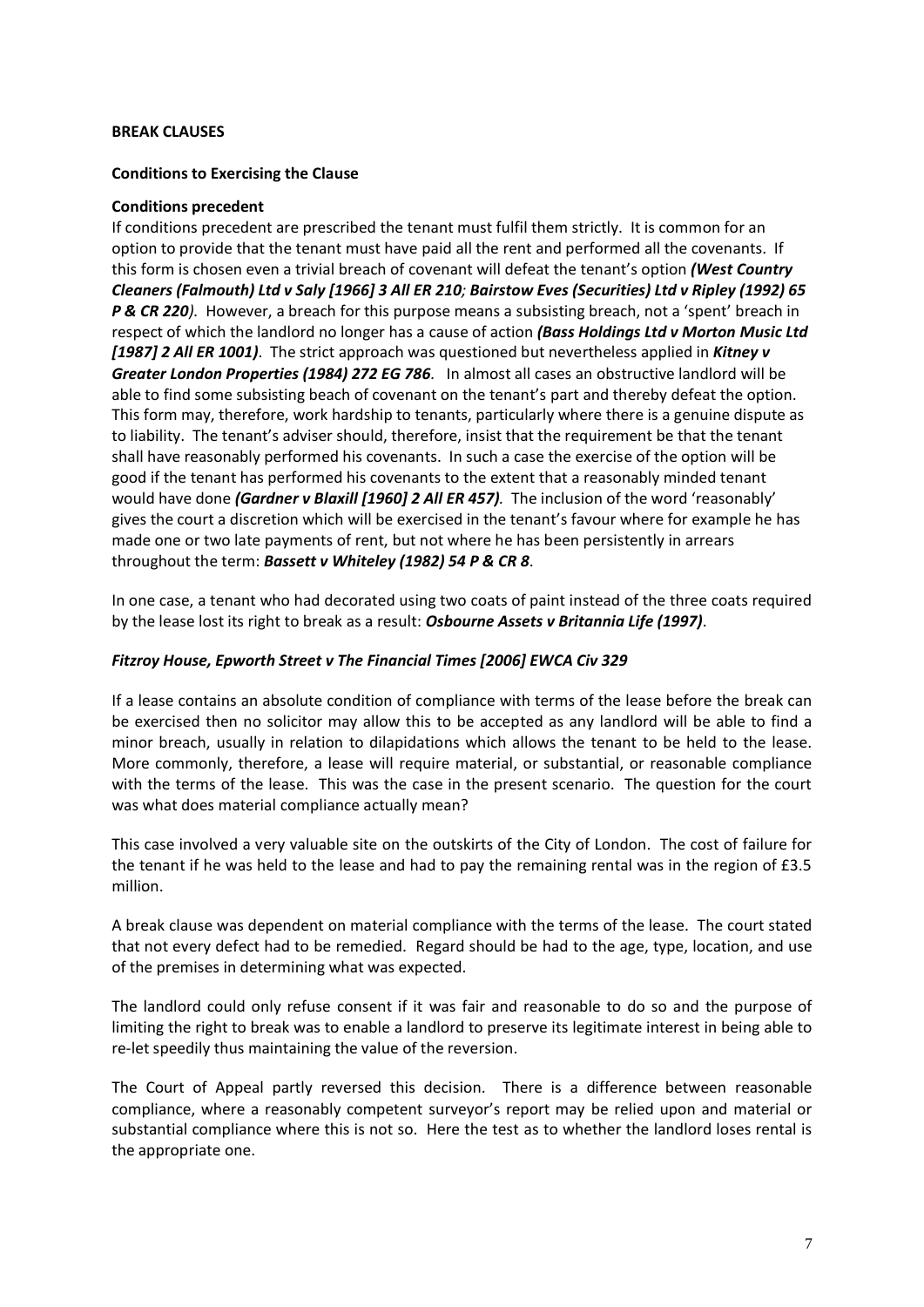**BREAK CLAUSES**

**Conditions to Exercising the Clause**

**Conditions precedent**

If conditions precedent are prescribed the tenant must fulfil them strictly. It is common for an option to provide that the tenant must have paid all the rent and performed all the covenants. If this form is chosen even a trivial breach of covenant will defeat the tenant's option ***(West Country Cleaners (Falmouth) Ltd v Saly [1966] 3 All ER 210; Bairstow Eves (Securities) Ltd v Ripley (1992) 65 P & CR 220)***. However, a breach for this purpose means a subsisting breach, not a 'spent' breach in respect of which the landlord no longer has a cause of action ***(Bass Holdings Ltd v Morton Music Ltd [1987] 2 All ER 1001)***. The strict approach was questioned but nevertheless applied in ***Kitney v Greater London Properties (1984) 272 EG 786***. In almost all cases an obstructive landlord will be able to find some subsisting beach of covenant on the tenant's part and thereby defeat the option. This form may, therefore, work hardship to tenants, particularly where there is a genuine dispute as to liability. The tenant's adviser should, therefore, insist that the requirement be that the tenant shall have reasonably performed his covenants. In such a case the exercise of the option will be good if the tenant has performed his covenants to the extent that a reasonably minded tenant would have done ***(Gardner v Blaxill [1960] 2 All ER 457)***. The inclusion of the word 'reasonably' gives the court a discretion which will be exercised in the tenant's favour where for example he has made one or two late payments of rent, but not where he has been persistently in arrears throughout the term: ***Bassett v Whiteley (1982) 54 P & CR 8***.

In one case, a tenant who had decorated using two coats of paint instead of the three coats required by the lease lost its right to break as a result: ***Osbourne Assets v Britannia Life (1997)***.

***Fitzroy House, Epworth Street v The Financial Times [2006] EWCA Civ 329***

If a lease contains an absolute condition of compliance with terms of the lease before the break can be exercised then no solicitor may allow this to be accepted as any landlord will be able to find a minor breach, usually in relation to dilapidations which allows the tenant to be held to the lease. More commonly, therefore, a lease will require material, or substantial, or reasonable compliance with the terms of the lease. This was the case in the present scenario. The question for the court was what does material compliance actually mean?

This case involved a very valuable site on the outskirts of the City of London. The cost of failure for the tenant if he was held to the lease and had to pay the remaining rental was in the region of £3.5 million.

A break clause was dependent on material compliance with the terms of the lease. The court stated that not every defect had to be remedied. Regard should be had to the age, type, location, and use of the premises in determining what was expected.

The landlord could only refuse consent if it was fair and reasonable to do so and the purpose of limiting the right to break was to enable a landlord to preserve its legitimate interest in being able to re-let speedily thus maintaining the value of the reversion.

The Court of Appeal partly reversed this decision. There is a difference between reasonable compliance, where a reasonably competent surveyor's report may be relied upon and material or substantial compliance where this is not so. Here the test as to whether the landlord loses rental is the appropriate one.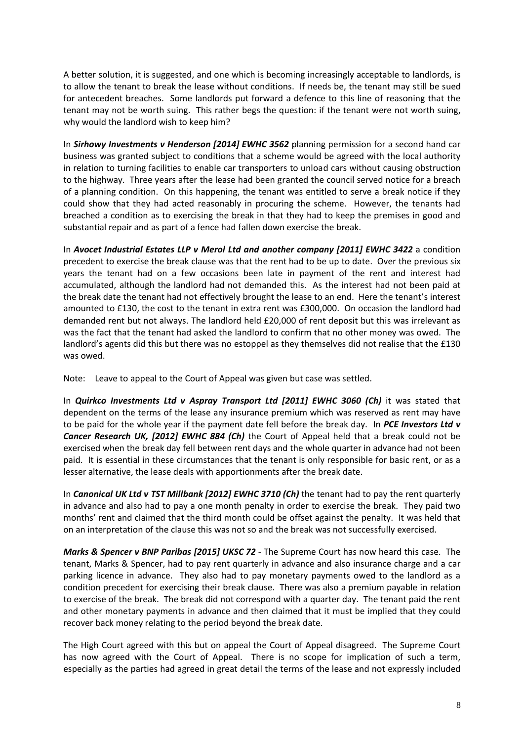A better solution, it is suggested, and one which is becoming increasingly acceptable to landlords, is to allow the tenant to break the lease without conditions. If needs be, the tenant may still be sued for antecedent breaches. Some landlords put forward a defence to this line of reasoning that the tenant may not be worth suing. This rather begs the question: if the tenant were not worth suing, why would the landlord wish to keep him?

In ***Sirhowy Investments v Henderson [2014] EWHC 3562*** planning permission for a second hand car business was granted subject to conditions that a scheme would be agreed with the local authority in relation to turning facilities to enable car transporters to unload cars without causing obstruction to the highway. Three years after the lease had been granted the council served notice for a breach of a planning condition. On this happening, the tenant was entitled to serve a break notice if they could show that they had acted reasonably in procuring the scheme. However, the tenants had breached a condition as to exercising the break in that they had to keep the premises in good and substantial repair and as part of a fence had fallen down exercise the break.

In ***Avocet Industrial Estates LLP v Merol Ltd and another company [2011] EWHC 3422*** a condition precedent to exercise the break clause was that the rent had to be up to date. Over the previous six years the tenant had on a few occasions been late in payment of the rent and interest had accumulated, although the landlord had not demanded this. As the interest had not been paid at the break date the tenant had not effectively brought the lease to an end. Here the tenant's interest amounted to £130, the cost to the tenant in extra rent was £300,000. On occasion the landlord had demanded rent but not always. The landlord held £20,000 of rent deposit but this was irrelevant as was the fact that the tenant had asked the landlord to confirm that no other money was owed. The landlord's agents did this but there was no estoppel as they themselves did not realise that the £130 was owed.

Note: Leave to appeal to the Court of Appeal was given but case was settled.

In ***Quirkco Investments Ltd v Aspray Transport Ltd [2011] EWHC 3060 (Ch)*** it was stated that dependent on the terms of the lease any insurance premium which was reserved as rent may have to be paid for the whole year if the payment date fell before the break day. In ***PCE Investors Ltd v Cancer Research UK, [2012] EWHC 884 (Ch)*** the Court of Appeal held that a break could not be exercised when the break day fell between rent days and the whole quarter in advance had not been paid. It is essential in these circumstances that the tenant is only responsible for basic rent, or as a lesser alternative, the lease deals with apportionments after the break date.

In ***Canonical UK Ltd v TST Millbank [2012] EWHC 3710 (Ch)*** the tenant had to pay the rent quarterly in advance and also had to pay a one month penalty in order to exercise the break. They paid two months' rent and claimed that the third month could be offset against the penalty. It was held that on an interpretation of the clause this was not so and the break was not successfully exercised.

***Marks & Spencer v BNP Paribas [2015] UKSC 72*** - The Supreme Court has now heard this case. The tenant, Marks & Spencer, had to pay rent quarterly in advance and also insurance charge and a car parking licence in advance. They also had to pay monetary payments owed to the landlord as a condition precedent for exercising their break clause. There was also a premium payable in relation to exercise of the break. The break did not correspond with a quarter day. The tenant paid the rent and other monetary payments in advance and then claimed that it must be implied that they could recover back money relating to the period beyond the break date.

The High Court agreed with this but on appeal the Court of Appeal disagreed. The Supreme Court has now agreed with the Court of Appeal. There is no scope for implication of such a term, especially as the parties had agreed in great detail the terms of the lease and not expressly included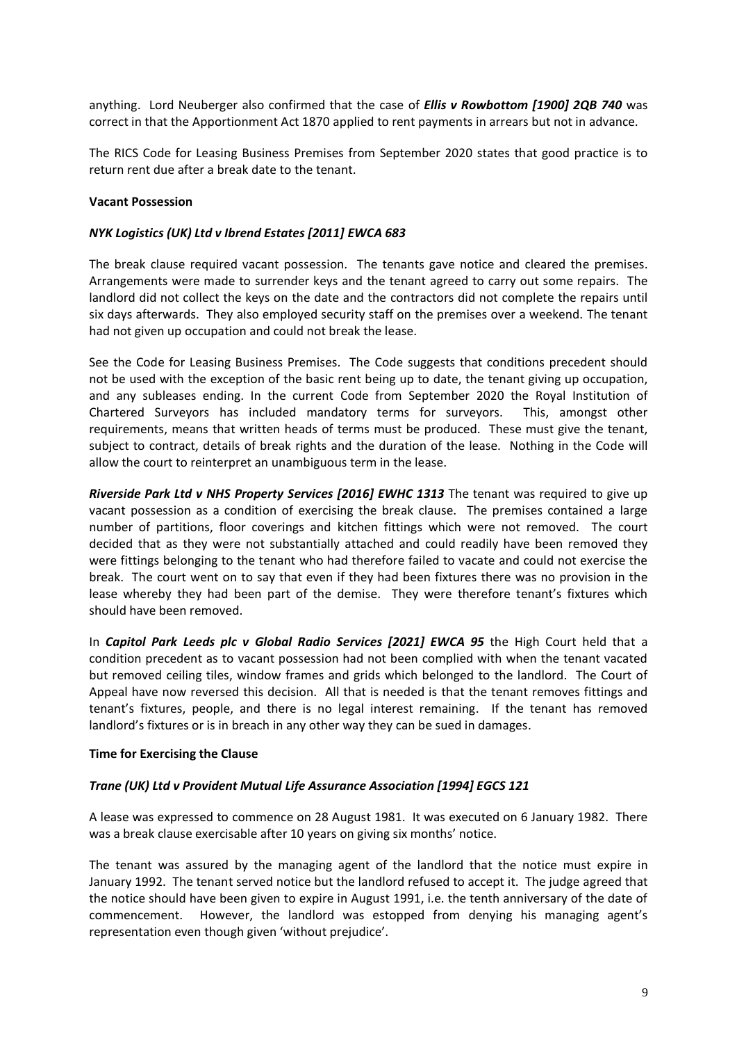anything. Lord Neuberger also confirmed that the case of ***Ellis v Rowbottom [1900] 2QB 740*** was correct in that the Apportionment Act 1870 applied to rent payments in arrears but not in advance.

The RICS Code for Leasing Business Premises from September 2020 states that good practice is to return rent due after a break date to the tenant.

**Vacant Possession**

***NYK Logistics (UK) Ltd v Ibrend Estates [2011] EWCA 683***

The break clause required vacant possession. The tenants gave notice and cleared the premises. Arrangements were made to surrender keys and the tenant agreed to carry out some repairs. The landlord did not collect the keys on the date and the contractors did not complete the repairs until six days afterwards. They also employed security staff on the premises over a weekend. The tenant had not given up occupation and could not break the lease.

See the Code for Leasing Business Premises. The Code suggests that conditions precedent should not be used with the exception of the basic rent being up to date, the tenant giving up occupation, and any subleases ending. In the current Code from September 2020 the Royal Institution of Chartered Surveyors has included mandatory terms for surveyors. This, amongst other requirements, means that written heads of terms must be produced. These must give the tenant, subject to contract, details of break rights and the duration of the lease. Nothing in the Code will allow the court to reinterpret an unambiguous term in the lease.

***Riverside Park Ltd v NHS Property Services [2016] EWHC 1313*** The tenant was required to give up vacant possession as a condition of exercising the break clause. The premises contained a large number of partitions, floor coverings and kitchen fittings which were not removed. The court decided that as they were not substantially attached and could readily have been removed they were fittings belonging to the tenant who had therefore failed to vacate and could not exercise the break. The court went on to say that even if they had been fixtures there was no provision in the lease whereby they had been part of the demise. They were therefore tenant's fixtures which should have been removed.

In ***Capitol Park Leeds plc v Global Radio Services [2021] EWCA 95*** the High Court held that a condition precedent as to vacant possession had not been complied with when the tenant vacated but removed ceiling tiles, window frames and grids which belonged to the landlord. The Court of Appeal have now reversed this decision. All that is needed is that the tenant removes fittings and tenant's fixtures, people, and there is no legal interest remaining. If the tenant has removed landlord's fixtures or is in breach in any other way they can be sued in damages.

**Time for Exercising the Clause**

***Trane (UK) Ltd v Provident Mutual Life Assurance Association [1994] EGCS 121***

A lease was expressed to commence on 28 August 1981. It was executed on 6 January 1982. There was a break clause exercisable after 10 years on giving six months' notice.

The tenant was assured by the managing agent of the landlord that the notice must expire in January 1992. The tenant served notice but the landlord refused to accept it. The judge agreed that the notice should have been given to expire in August 1991, i.e. the tenth anniversary of the date of commencement. However, the landlord was estopped from denying his managing agent's representation even though given 'without prejudice'.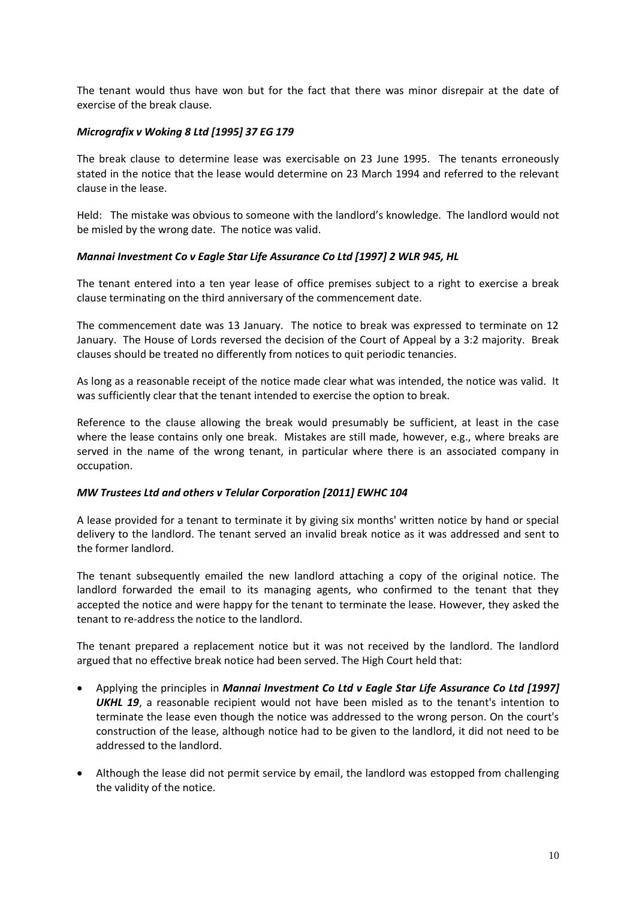The tenant would thus have won but for the fact that there was minor disrepair at the date of exercise of the break clause.

***Micrografix v Woking 8 Ltd [1995] 37 EG 179***

The break clause to determine lease was exercisable on 23 June 1995. The tenants erroneously stated in the notice that the lease would determine on 23 March 1994 and referred to the relevant clause in the lease.

Held: The mistake was obvious to someone with the landlord's knowledge. The landlord would not be misled by the wrong date. The notice was valid.

***Mannai Investment Co v Eagle Star Life Assurance Co Ltd [1997] 2 WLR 945, HL***

The tenant entered into a ten year lease of office premises subject to a right to exercise a break clause terminating on the third anniversary of the commencement date.

The commencement date was 13 January. The notice to break was expressed to terminate on 12 January. The House of Lords reversed the decision of the Court of Appeal by a 3:2 majority. Break clauses should be treated no differently from notices to quit periodic tenancies.

As long as a reasonable receipt of the notice made clear what was intended, the notice was valid. It was sufficiently clear that the tenant intended to exercise the option to break.

Reference to the clause allowing the break would presumably be sufficient, at least in the case where the lease contains only one break. Mistakes are still made, however, e.g., where breaks are served in the name of the wrong tenant, in particular where there is an associated company in occupation.

***MW Trustees Ltd and others v Telular Corporation [2011] EWHC 104***

A lease provided for a tenant to terminate it by giving six months' written notice by hand or special delivery to the landlord. The tenant served an invalid break notice as it was addressed and sent to the former landlord.

The tenant subsequently emailed the new landlord attaching a copy of the original notice. The landlord forwarded the email to its managing agents, who confirmed to the tenant that they accepted the notice and were happy for the tenant to terminate the lease. However, they asked the tenant to re-address the notice to the landlord.

The tenant prepared a replacement notice but it was not received by the landlord. The landlord argued that no effective break notice had been served. The High Court held that:

- Applying the principles in ***Mannai Investment Co Ltd v Eagle Star Life Assurance Co Ltd [1997] UKHL 19***, a reasonable recipient would not have been misled as to the tenant's intention to terminate the lease even though the notice was addressed to the wrong person. On the court's construction of the lease, although notice had to be given to the landlord, it did not need to be addressed to the landlord.
- Although the lease did not permit service by email, the landlord was estopped from challenging the validity of the notice.